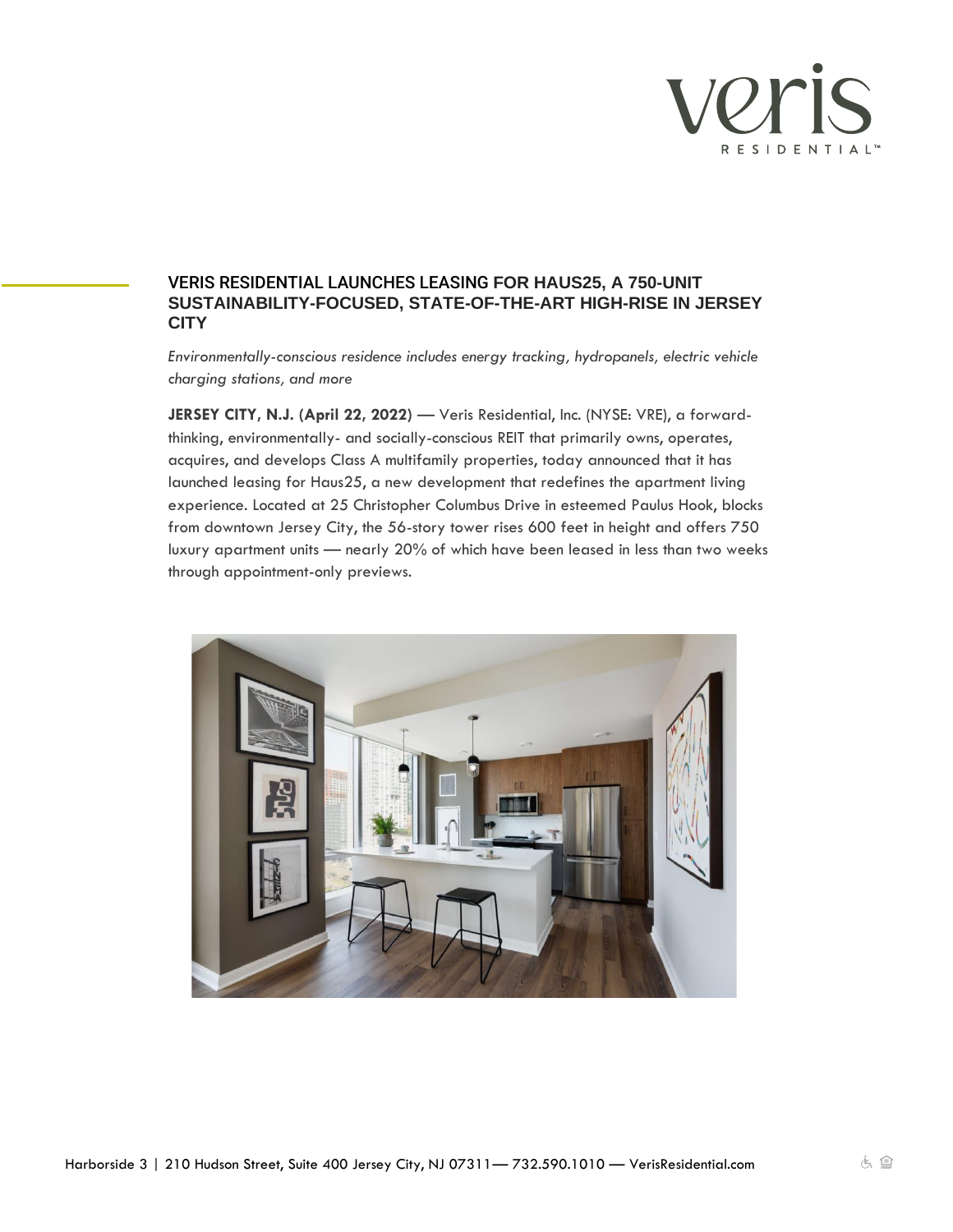# VERIS RESIDENTIAL LAUNCHES LEASING FOR HAUS25, A 750-UNIT SUSTAINABILITY-FOCUSED, STATE-OF-THE-ART HIGH-RISE IN JERSEY CITY

*Environmentally-conscious residence includes energy tracking, hydropanels, electric vehicle charging stations, and more*

**JERSEY CITY, N.J. (April 22, 2022)** — Veris Residential, Inc. (NYSE: VRE), a forward-thinking, environmentally- and socially-conscious REIT that primarily owns, operates, acquires, and develops Class A multifamily properties, today announced that it has launched leasing for Haus25, a new development that redefines the apartment living experience. Located at 25 Christopher Columbus Drive in esteemed Paulus Hook, blocks from downtown Jersey City, the 56-story tower rises 600 feet in height and offers 750 luxury apartment units — nearly 20% of which have been leased in less than two weeks through appointment-only previews.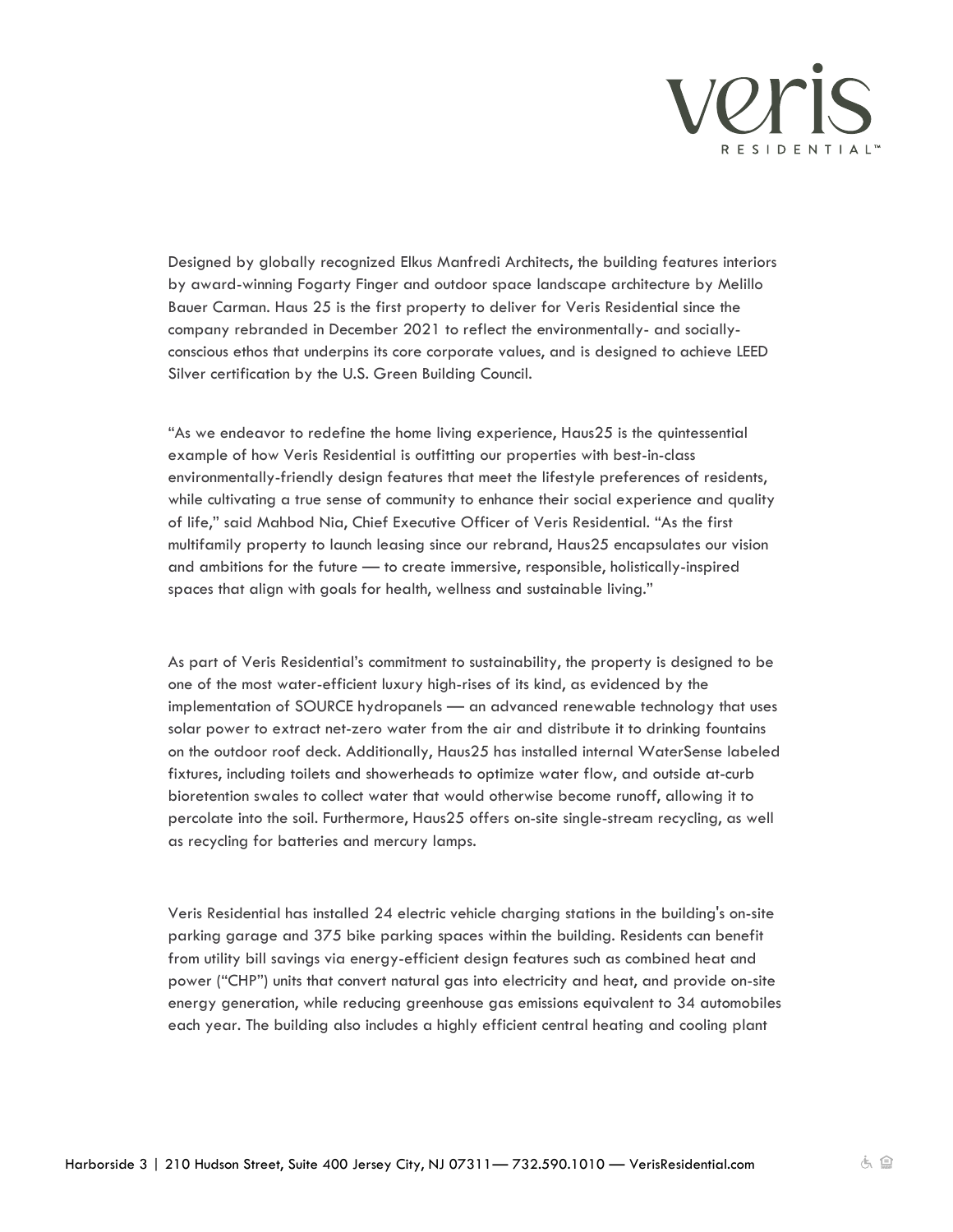Designed by globally recognized Elkus Manfredi Architects, the building features interiors by award-winning Fogarty Finger and outdoor space landscape architecture by Melillo Bauer Carman. Haus 25 is the first property to deliver for Veris Residential since the company rebranded in December 2021 to reflect the environmentally- and socially-conscious ethos that underpins its core corporate values, and is designed to achieve LEED Silver certification by the U.S. Green Building Council.

"As we endeavor to redefine the home living experience, Haus25 is the quintessential example of how Veris Residential is outfitting our properties with best-in-class environmentally-friendly design features that meet the lifestyle preferences of residents, while cultivating a true sense of community to enhance their social experience and quality of life," said Mahbod Nia, Chief Executive Officer of Veris Residential. "As the first multifamily property to launch leasing since our rebrand, Haus25 encapsulates our vision and ambitions for the future — to create immersive, responsible, holistically-inspired spaces that align with goals for health, wellness and sustainable living."

As part of Veris Residential's commitment to sustainability, the property is designed to be one of the most water-efficient luxury high-rises of its kind, as evidenced by the implementation of SOURCE hydropanels — an advanced renewable technology that uses solar power to extract net-zero water from the air and distribute it to drinking fountains on the outdoor roof deck. Additionally, Haus25 has installed internal WaterSense labeled fixtures, including toilets and showerheads to optimize water flow, and outside at-curb bioretention swales to collect water that would otherwise become runoff, allowing it to percolate into the soil. Furthermore, Haus25 offers on-site single-stream recycling, as well as recycling for batteries and mercury lamps.

Veris Residential has installed 24 electric vehicle charging stations in the building's on-site parking garage and 375 bike parking spaces within the building. Residents can benefit from utility bill savings via energy-efficient design features such as combined heat and power ("CHP") units that convert natural gas into electricity and heat, and provide on-site energy generation, while reducing greenhouse gas emissions equivalent to 34 automobiles each year. The building also includes a highly efficient central heating and cooling plant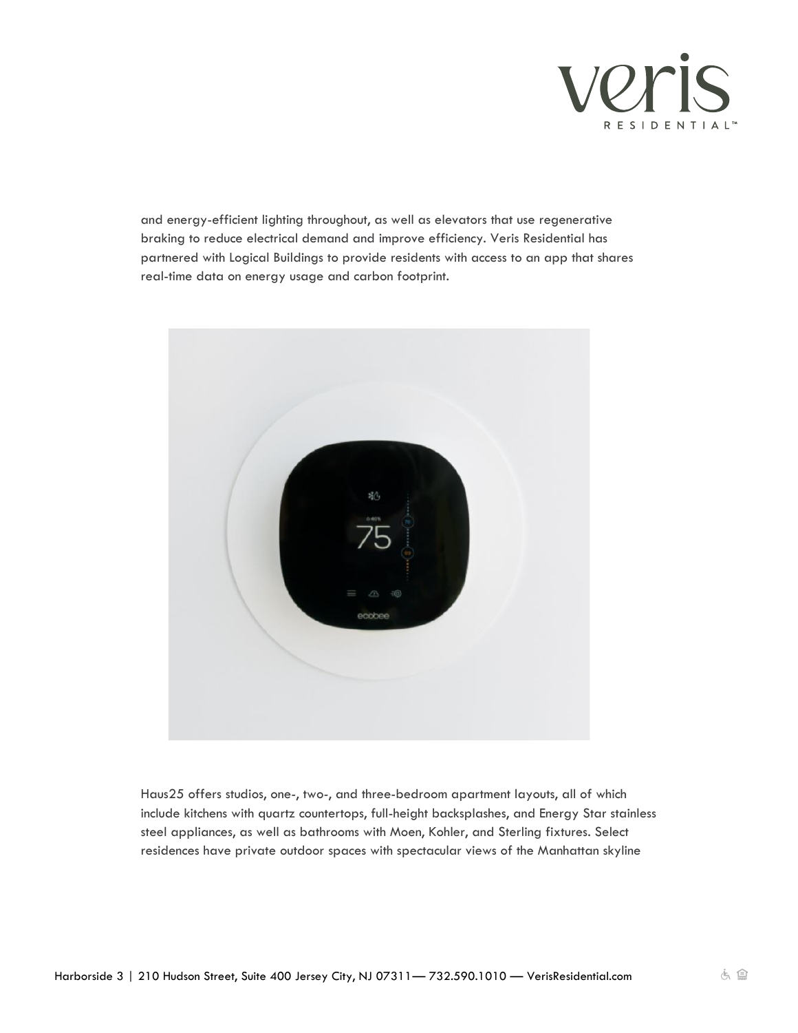and energy-efficient lighting throughout, as well as elevators that use regenerative braking to reduce electrical demand and improve efficiency. Veris Residential has partnered with Logical Buildings to provide residents with access to an app that shares real-time data on energy usage and carbon footprint.

Haus25 offers studios, one-, two-, and three-bedroom apartment layouts, all of which include kitchens with quartz countertops, full-height backsplashes, and Energy Star stainless steel appliances, as well as bathrooms with Moen, Kohler, and Sterling fixtures. Select residences have private outdoor spaces with spectacular views of the Manhattan skyline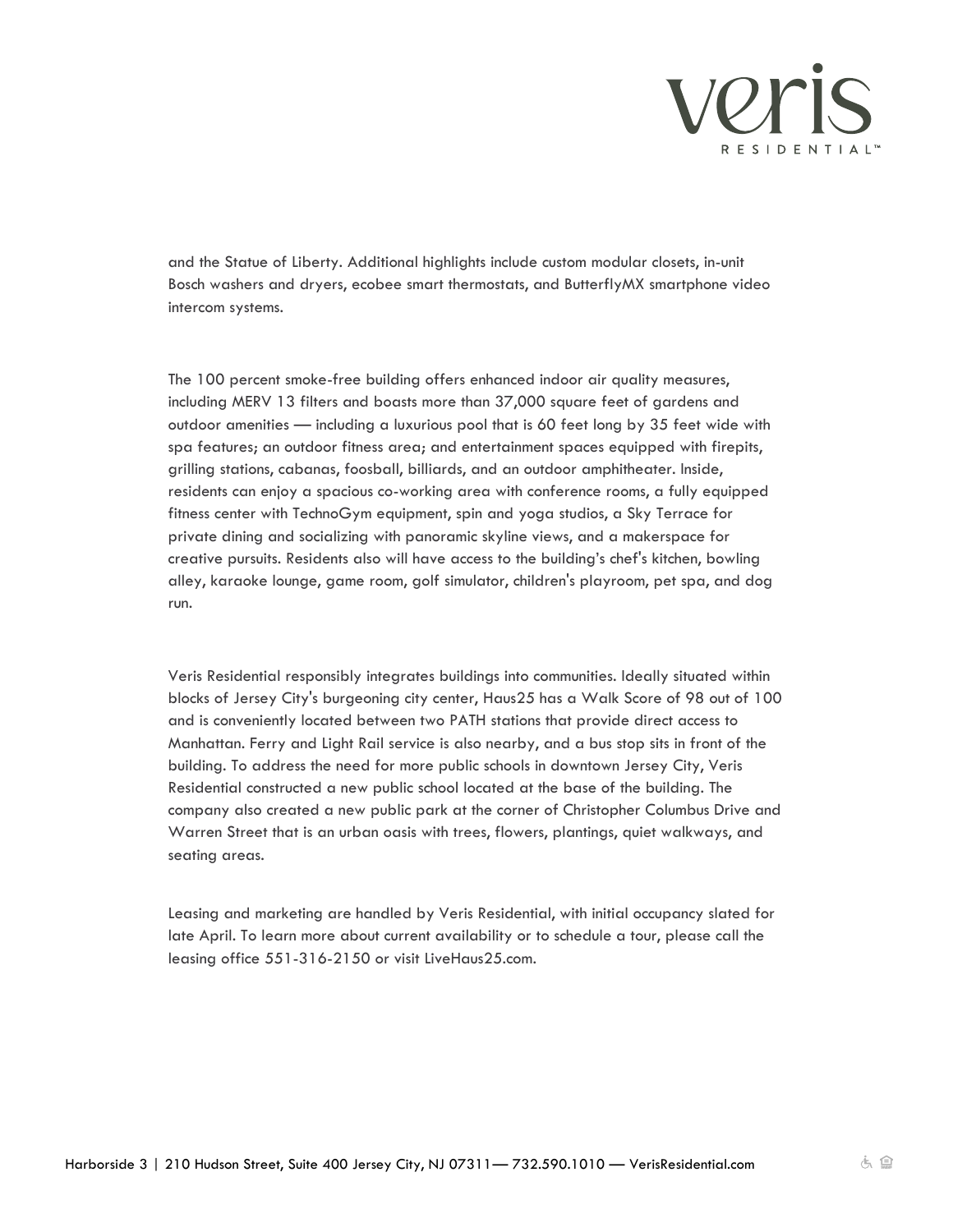and the Statue of Liberty. Additional highlights include custom modular closets, in-unit Bosch washers and dryers, ecobee smart thermostats, and ButterflyMX smartphone video intercom systems.

The 100 percent smoke-free building offers enhanced indoor air quality measures, including MERV 13 filters and boasts more than 37,000 square feet of gardens and outdoor amenities — including a luxurious pool that is 60 feet long by 35 feet wide with spa features; an outdoor fitness area; and entertainment spaces equipped with firepits, grilling stations, cabanas, foosball, billiards, and an outdoor amphitheater. Inside, residents can enjoy a spacious co-working area with conference rooms, a fully equipped fitness center with TechnoGym equipment, spin and yoga studios, a Sky Terrace for private dining and socializing with panoramic skyline views, and a makerspace for creative pursuits. Residents also will have access to the building's chef's kitchen, bowling alley, karaoke lounge, game room, golf simulator, children's playroom, pet spa, and dog run.

Veris Residential responsibly integrates buildings into communities. Ideally situated within blocks of Jersey City's burgeoning city center, Haus25 has a Walk Score of 98 out of 100 and is conveniently located between two PATH stations that provide direct access to Manhattan. Ferry and Light Rail service is also nearby, and a bus stop sits in front of the building. To address the need for more public schools in downtown Jersey City, Veris Residential constructed a new public school located at the base of the building. The company also created a new public park at the corner of Christopher Columbus Drive and Warren Street that is an urban oasis with trees, flowers, plantings, quiet walkways, and seating areas.

Leasing and marketing are handled by Veris Residential, with initial occupancy slated for late April. To learn more about current availability or to schedule a tour, please call the leasing office 551-316-2150 or visit LiveHaus25.com.